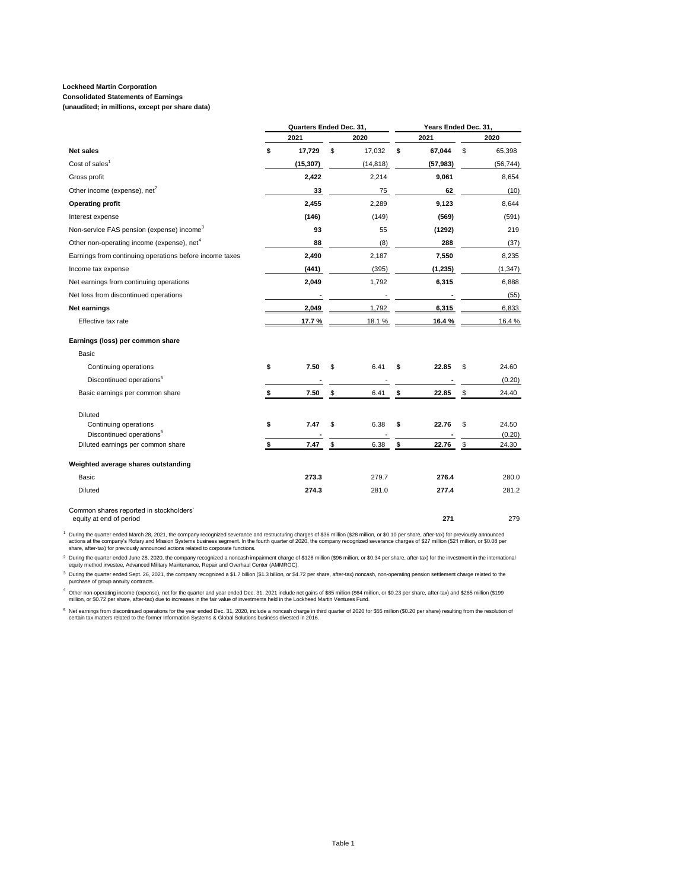**Lockheed Martin Corporation**
**Consolidated Statements of Earnings**
**(unaudited; in millions, except per share data)**

| | Quarters Ended Dec. 31, | | Years Ended Dec. 31, | |
|---|---|---|---|---|
| | **2021** | 2020 | **2021** | 2020 |
| **Net sales** | **$ 17,729** | $ 17,032 | **$ 67,044** | $ 65,398 |
| Cost of sales[1] | **(15,307)** | (14,818) | **(57,983)** | (56,744) |
| Gross profit | **2,422** | 2,214 | **9,061** | 8,654 |
| Other income (expense), net[2] | **33** | 75 | **62** | (10) |
| **Operating profit** | **2,455** | 2,289 | **9,123** | 8,644 |
| Interest expense | **(146)** | (149) | **(569)** | (591) |
| Non-service FAS pension (expense) income[3] | **93** | 55 | **(1292)** | 219 |
| Other non-operating income (expense), net[4] | **88** | (8) | **288** | (37) |
| Earnings from continuing operations before income taxes | **2,490** | 2,187 | **7,550** | 8,235 |
| Income tax expense | **(441)** | (395) | **(1,235)** | (1,347) |
| Net earnings from continuing operations | **2,049** | 1,792 | **6,315** | 6,888 |
| Net loss from discontinued operations | **-** | - | **-** | (55) |
| **Net earnings** | **2,049** | 1,792 | **6,315** | 6,833 |
| Effective tax rate | **17.7 %** | 18.1 % | **16.4 %** | 16.4 % |
| **Earnings (loss) per common share** | | | | |
| Basic | | | | |
| Continuing operations | **$ 7.50** | $ 6.41 | **$ 22.85** | $ 24.60 |
| Discontinued operations[5] | **-** | - | **-** | (0.20) |
| Basic earnings per common share | **$ 7.50** | $ 6.41 | **$ 22.85** | $ 24.40 |
| Diluted | | | | |
| Continuing operations | **$ 7.47** | $ 6.38 | **$ 22.76** | $ 24.50 |
| Discontinued operations[5] | **-** | - | **-** | (0.20) |
| Diluted earnings per common share | **$ 7.47** | $ 6.38 | **$ 22.76** | $ 24.30 |
| **Weighted average shares outstanding** | | | | |
| Basic | **273.3** | 279.7 | **276.4** | 280.0 |
| Diluted | **274.3** | 281.0 | **277.4** | 281.2 |
| Common shares reported in stockholders' equity at end of period | | | **271** | 279 |

[1] During the quarter ended March 28, 2021, the company recognized severance and restructuring charges of $36 million ($28 million, or $0.10 per share, after-tax) for previously announced actions at the company's Rotary and Mission Systems business segment. In the fourth quarter of 2020, the company recognized severance charges of $27 million ($21 million, or $0.08 per share, after-tax) for previously announced actions related to corporate functions.

[2] During the quarter ended June 28, 2020, the company recognized a noncash impairment charge of $128 million ($96 million, or $0.34 per share, after-tax) for the investment in the international equity method investee, Advanced Military Maintenance, Repair and Overhaul Center (AMMROC).

[3] During the quarter ended Sept. 26, 2021, the company recognized a $1.7 billion ($1.3 billion, or $4.72 per share, after-tax) noncash, non-operating pension settlement charge related to the purchase of group annuity contracts.

[4] Other non-operating income (expense), net for the quarter and year ended Dec. 31, 2021 include net gains of $85 million ($64 million, or $0.23 per share, after-tax) and $265 million ($199 million, or $0.72 per share, after-tax) due to increases in the fair value of investments held in the Lockheed Martin Ventures Fund.

[5] Net earnings from discontinued operations for the year ended Dec. 31, 2020, include a noncash charge in third quarter of 2020 for $55 million ($0.20 per share) resulting from the resolution of certain tax matters related to the former Information Systems & Global Solutions business divested in 2016.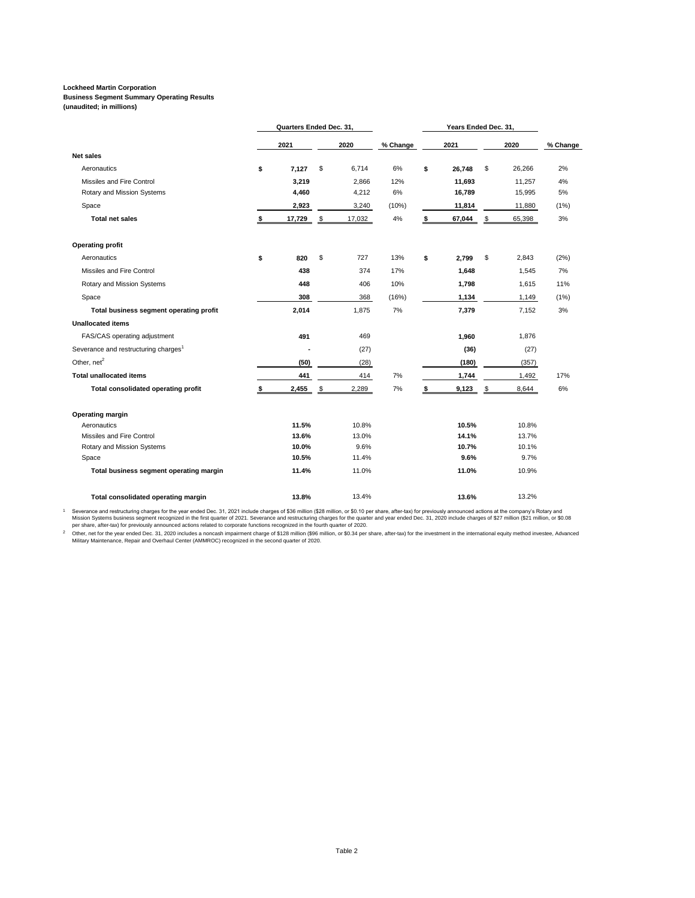**Lockheed Martin Corporation**
**Business Segment Summary Operating Results**
**(unaudited; in millions)**

| | Quarters Ended Dec. 31, | | | Years Ended Dec. 31, | | |
|---|---|---|---|---|---|---|
| | 2021 | 2020 | % Change | 2021 | 2020 | % Change |
| **Net sales** | | | | | | |
| Aeronautics | **$ 7,127** | $ 6,714 | 6% | **$ 26,748** | $ 26,266 | 2% |
| Missiles and Fire Control | **3,219** | 2,866 | 12% | **11,693** | 11,257 | 4% |
| Rotary and Mission Systems | **4,460** | 4,212 | 6% | **16,789** | 15,995 | 5% |
| Space | **2,923** | 3,240 | (10%) | **11,814** | 11,880 | (1%) |
| **Total net sales** | **$ 17,729** | $ 17,032 | 4% | **$ 67,044** | $ 65,398 | 3% |
| **Operating profit** | | | | | | |
| Aeronautics | **$ 820** | $ 727 | 13% | **$ 2,799** | $ 2,843 | (2%) |
| Missiles and Fire Control | **438** | 374 | 17% | **1,648** | 1,545 | 7% |
| Rotary and Mission Systems | **448** | 406 | 10% | **1,798** | 1,615 | 11% |
| Space | **308** | 368 | (16%) | **1,134** | 1,149 | (1%) |
| **Total business segment operating profit** | **2,014** | 1,875 | 7% | **7,379** | 7,152 | 3% |
| **Unallocated items** | | | | | | |
| FAS/CAS operating adjustment | **491** | 469 | | **1,960** | 1,876 | |
| Severance and restructuring charges[1] | **-** | (27) | | **(36)** | (27) | |
| Other, net[2] | **(50)** | (28) | | **(180)** | (357) | |
| **Total unallocated items** | **441** | 414 | 7% | **1,744** | 1,492 | 17% |
| **Total consolidated operating profit** | **$ 2,455** | $ 2,289 | 7% | **$ 9,123** | $ 8,644 | 6% |
| **Operating margin** | | | | | | |
| Aeronautics | **11.5%** | 10.8% | | **10.5%** | 10.8% | |
| Missiles and Fire Control | **13.6%** | 13.0% | | **14.1%** | 13.7% | |
| Rotary and Mission Systems | **10.0%** | 9.6% | | **10.7%** | 10.1% | |
| Space | **10.5%** | 11.4% | | **9.6%** | 9.7% | |
| **Total business segment operating margin** | **11.4%** | 11.0% | | **11.0%** | 10.9% | |
| **Total consolidated operating margin** | **13.8%** | 13.4% | | **13.6%** | 13.2% | |

[1] Severance and restructuring charges for the year ended Dec. 31, 2021 include charges of $36 million ($28 million, or $0.10 per share, after-tax) for previously announced actions at the company's Rotary and Mission Systems business segment recognized in the first quarter of 2021. Severance and restructuring charges for the quarter and year ended Dec. 31, 2020 include charges of $27 million ($21 million, or $0.08 per share, after-tax) for previously announced actions related to corporate functions recognized in the fourth quarter of 2020.

[2] Other, net for the year ended Dec. 31, 2020 includes a noncash impairment charge of $128 million ($96 million, or $0.34 per share, after-tax) for the investment in the international equity method investee, Advanced Military Maintenance, Repair and Overhaul Center (AMMROC) recognized in the second quarter of 2020.

Table 2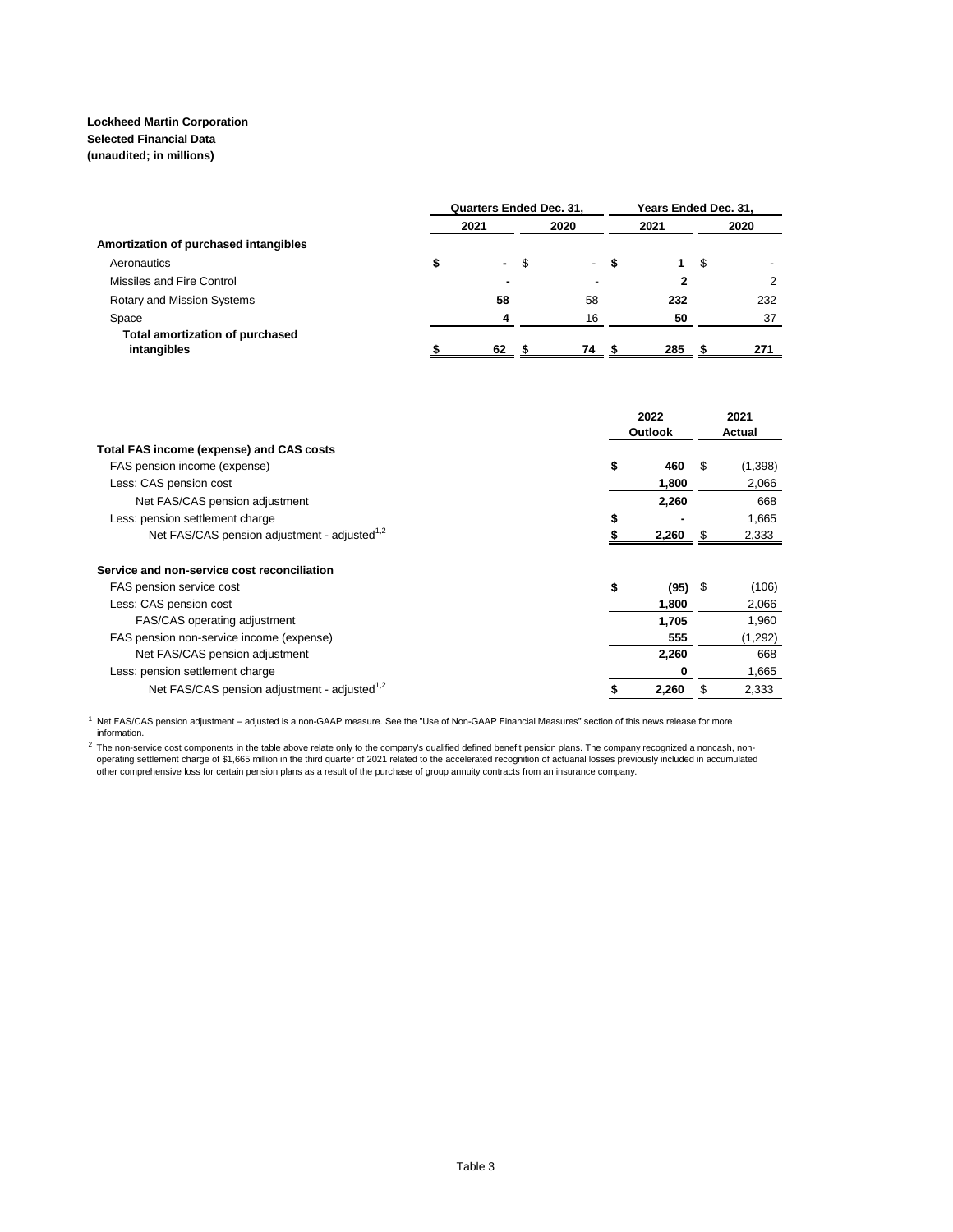**Lockheed Martin Corporation**
**Selected Financial Data**
**(unaudited; in millions)**

| | Quarters Ended Dec. 31, | | Years Ended Dec. 31, | |
|---|---|---|---|---|
| | 2021 | 2020 | 2021 | 2020 |
| **Amortization of purchased intangibles** | | | | |
| Aeronautics | $ - | $ - | $ 1 | $ - |
| Missiles and Fire Control | - | - | 2 | 2 |
| Rotary and Mission Systems | 58 | 58 | 232 | 232 |
| Space | 4 | 16 | 50 | 37 |
| **Total amortization of purchased intangibles** | $ 62 | $ 74 | $ 285 | $ 271 |

| | 2022 Outlook | 2021 Actual |
|---|---|---|
| **Total FAS income (expense) and CAS costs** | | |
| FAS pension income (expense) | $ 460 | $ (1,398) |
| Less: CAS pension cost | 1,800 | 2,066 |
| Net FAS/CAS pension adjustment | 2,260 | 668 |
| Less: pension settlement charge | $ - | 1,665 |
| Net FAS/CAS pension adjustment - adjusted[1,2] | $ 2,260 | $ 2,333 |
| | | |
| **Service and non-service cost reconciliation** | | |
| FAS pension service cost | $ (95) | $ (106) |
| Less: CAS pension cost | 1,800 | 2,066 |
| FAS/CAS operating adjustment | 1,705 | 1,960 |
| FAS pension non-service income (expense) | 555 | (1,292) |
| Net FAS/CAS pension adjustment | 2,260 | 668 |
| Less: pension settlement charge | 0 | 1,665 |
| Net FAS/CAS pension adjustment - adjusted[1,2] | $ 2,260 | $ 2,333 |

[1] Net FAS/CAS pension adjustment – adjusted is a non-GAAP measure. See the "Use of Non-GAAP Financial Measures" section of this news release for more information.

[2] The non-service cost components in the table above relate only to the company's qualified defined benefit pension plans. The company recognized a noncash, non-operating settlement charge of $1,665 million in the third quarter of 2021 related to the accelerated recognition of actuarial losses previously included in accumulated other comprehensive loss for certain pension plans as a result of the purchase of group annuity contracts from an insurance company.

Table 3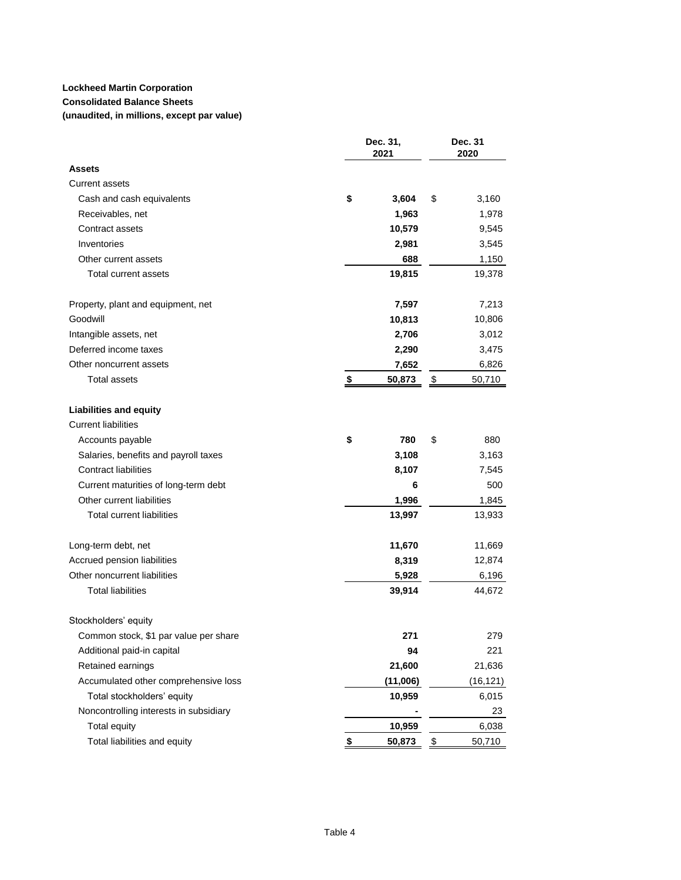**Lockheed Martin Corporation**
**Consolidated Balance Sheets**
**(unaudited, in millions, except par value)**

| | Dec. 31, 2021 | Dec. 31 2020 |
|---|---|---|
| **Assets** | | |
| Current assets | | |
| Cash and cash equivalents | **$ 3,604** | $ 3,160 |
| Receivables, net | **1,963** | 1,978 |
| Contract assets | **10,579** | 9,545 |
| Inventories | **2,981** | 3,545 |
| Other current assets | **688** | 1,150 |
| Total current assets | **19,815** | 19,378 |
| | | |
| Property, plant and equipment, net | **7,597** | 7,213 |
| Goodwill | **10,813** | 10,806 |
| Intangible assets, net | **2,706** | 3,012 |
| Deferred income taxes | **2,290** | 3,475 |
| Other noncurrent assets | **7,652** | 6,826 |
| Total assets | **$ 50,873** | $ 50,710 |
| | | |
| **Liabilities and equity** | | |
| Current liabilities | | |
| Accounts payable | **$ 780** | $ 880 |
| Salaries, benefits and payroll taxes | **3,108** | 3,163 |
| Contract liabilities | **8,107** | 7,545 |
| Current maturities of long-term debt | **6** | 500 |
| Other current liabilities | **1,996** | 1,845 |
| Total current liabilities | **13,997** | 13,933 |
| | | |
| Long-term debt, net | **11,670** | 11,669 |
| Accrued pension liabilities | **8,319** | 12,874 |
| Other noncurrent liabilities | **5,928** | 6,196 |
| Total liabilities | **39,914** | 44,672 |
| | | |
| Stockholders' equity | | |
| Common stock, $1 par value per share | **271** | 279 |
| Additional paid-in capital | **94** | 221 |
| Retained earnings | **21,600** | 21,636 |
| Accumulated other comprehensive loss | **(11,006)** | (16,121) |
| Total stockholders' equity | **10,959** | 6,015 |
| Noncontrolling interests in subsidiary | **-** | 23 |
| Total equity | **10,959** | 6,038 |
| Total liabilities and equity | **$ 50,873** | $ 50,710 |

Table 4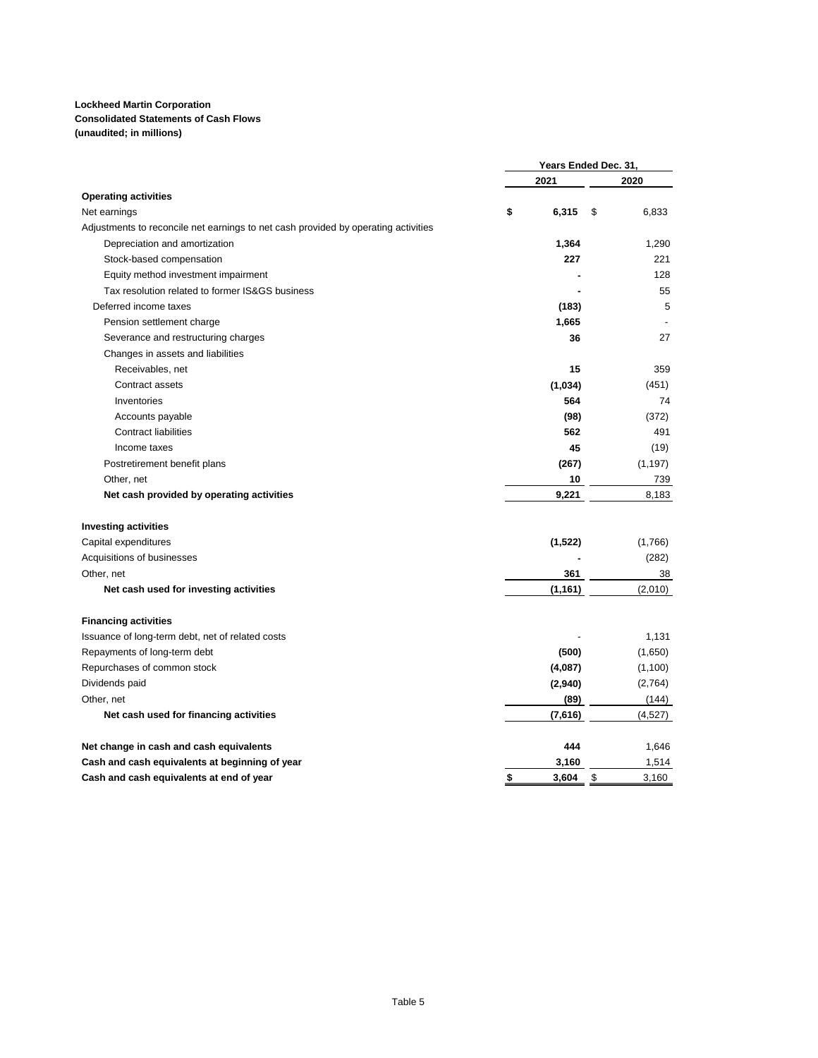**Lockheed Martin Corporation**
**Consolidated Statements of Cash Flows**
**(unaudited; in millions)**

| | Years Ended Dec. 31, | |
|---|---|---|
| | 2021 | 2020 |
| **Operating activities** | | |
| Net earnings | **$ 6,315** | $ 6,833 |
| Adjustments to reconcile net earnings to net cash provided by operating activities | | |
| Depreciation and amortization | **1,364** | 1,290 |
| Stock-based compensation | **227** | 221 |
| Equity method investment impairment | **-** | 128 |
| Tax resolution related to former IS&GS business | **-** | 55 |
| Deferred income taxes | **(183)** | 5 |
| Pension settlement charge | **1,665** | - |
| Severance and restructuring charges | **36** | 27 |
| Changes in assets and liabilities | | |
| Receivables, net | **15** | 359 |
| Contract assets | **(1,034)** | (451) |
| Inventories | **564** | 74 |
| Accounts payable | **(98)** | (372) |
| Contract liabilities | **562** | 491 |
| Income taxes | **45** | (19) |
| Postretirement benefit plans | **(267)** | (1,197) |
| Other, net | **10** | 739 |
| **Net cash provided by operating activities** | **9,221** | 8,183 |
| | | |
| **Investing activities** | | |
| Capital expenditures | **(1,522)** | (1,766) |
| Acquisitions of businesses | **-** | (282) |
| Other, net | **361** | 38 |
| **Net cash used for investing activities** | **(1,161)** | (2,010) |
| | | |
| **Financing activities** | | |
| Issuance of long-term debt, net of related costs | - | 1,131 |
| Repayments of long-term debt | **(500)** | (1,650) |
| Repurchases of common stock | **(4,087)** | (1,100) |
| Dividends paid | **(2,940)** | (2,764) |
| Other, net | **(89)** | (144) |
| **Net cash used for financing activities** | **(7,616)** | (4,527) |
| | | |
| **Net change in cash and cash equivalents** | **444** | 1,646 |
| **Cash and cash equivalents at beginning of year** | **3,160** | 1,514 |
| **Cash and cash equivalents at end of year** | **$ 3,604** | $ 3,160 |

Table 5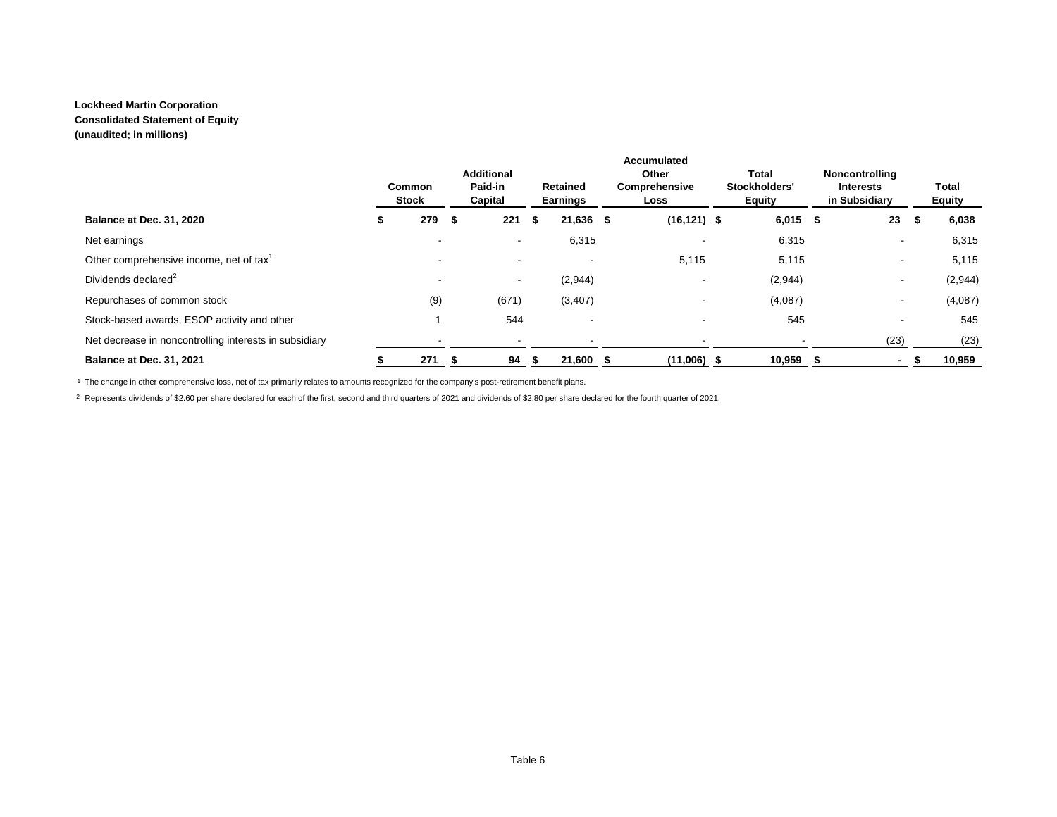**Lockheed Martin Corporation**
**Consolidated Statement of Equity**
**(unaudited; in millions)**

| | Common Stock | Additional Paid-in Capital | Retained Earnings | Accumulated Other Comprehensive Loss | Total Stockholders' Equity | Noncontrolling Interests in Subsidiary | Total Equity |
|---|---|---|---|---|---|---|---|
| **Balance at Dec. 31, 2020** | **$ 279** | **$ 221** | **$ 21,636** | **$ (16,121)** | **$ 6,015** | **$ 23** | **$ 6,038** |
| Net earnings | - | - | 6,315 | - | 6,315 | - | 6,315 |
| Other comprehensive income, net of tax[1] | - | - | - | 5,115 | 5,115 | - | 5,115 |
| Dividends declared[2] | - | - | (2,944) | - | (2,944) | - | (2,944) |
| Repurchases of common stock | (9) | (671) | (3,407) | - | (4,087) | - | (4,087) |
| Stock-based awards, ESOP activity and other | 1 | 544 | - | - | 545 | - | 545 |
| Net decrease in noncontrolling interests in subsidiary | - | - | - | - | - | (23) | (23) |
| **Balance at Dec. 31, 2021** | **$ 271** | **$ 94** | **$ 21,600** | **$ (11,006)** | **$ 10,959** | **$ -** | **$ 10,959** |

[1] The change in other comprehensive loss, net of tax primarily relates to amounts recognized for the company's post-retirement benefit plans.

[2] Represents dividends of $2.60 per share declared for each of the first, second and third quarters of 2021 and dividends of $2.80 per share declared for the fourth quarter of 2021.

Table 6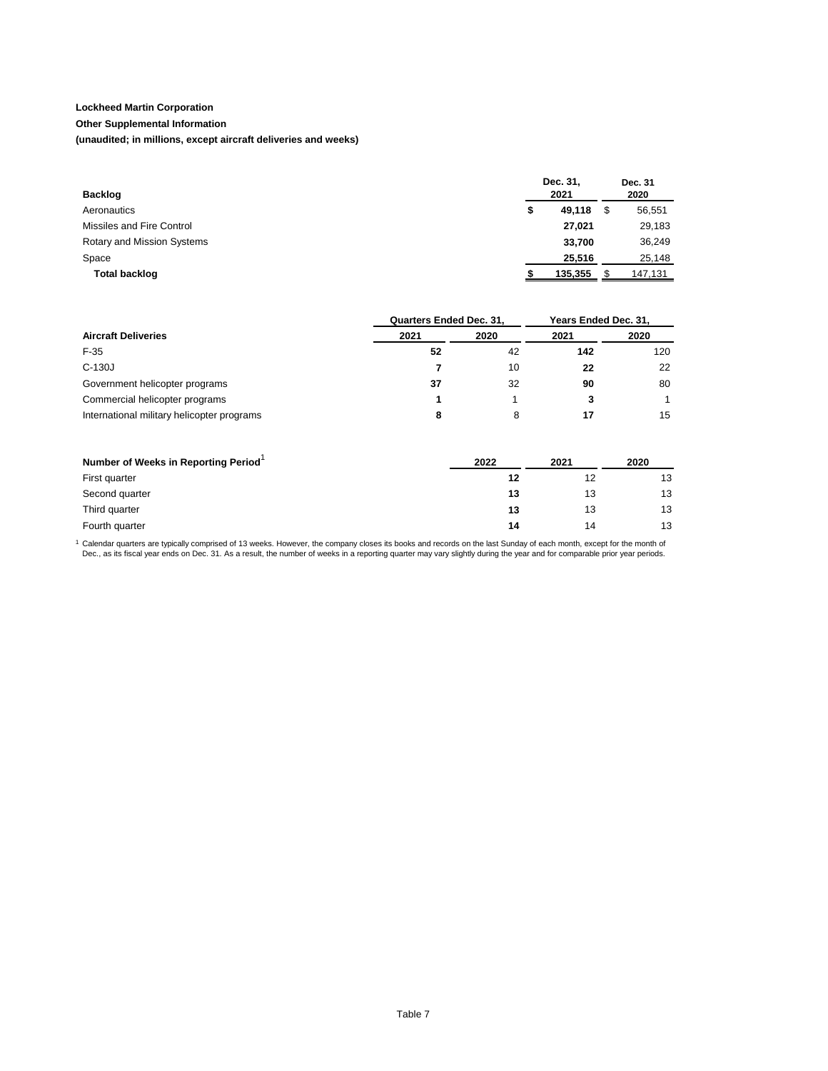**Lockheed Martin Corporation**

**Other Supplemental Information**

**(unaudited; in millions, except aircraft deliveries and weeks)**

| **Backlog** | **Dec. 31, 2021** | **Dec. 31 2020** |
|---|---|---|
| Aeronautics | **$ 49,118** | $ 56,551 |
| Missiles and Fire Control | **27,021** | 29,183 |
| Rotary and Mission Systems | **33,700** | 36,249 |
| Space | **25,516** | 25,148 |
| **Total backlog** | **$ 135,355** | $ 147,131 |

| | **Quarters Ended Dec. 31,** | | **Years Ended Dec. 31,** | |
|---|---|---|---|---|
| **Aircraft Deliveries** | **2021** | **2020** | **2021** | **2020** |
| F-35 | **52** | 42 | **142** | 120 |
| C-130J | **7** | 10 | **22** | 22 |
| Government helicopter programs | **37** | 32 | **90** | 80 |
| Commercial helicopter programs | **1** | 1 | **3** | 1 |
| International military helicopter programs | **8** | 8 | **17** | 15 |

| **Number of Weeks in Reporting Period**[1] | **2022** | **2021** | **2020** |
|---|---|---|---|
| First quarter | **12** | 12 | 13 |
| Second quarter | **13** | 13 | 13 |
| Third quarter | **13** | 13 | 13 |
| Fourth quarter | **14** | 14 | 13 |

[1] Calendar quarters are typically comprised of 13 weeks. However, the company closes its books and records on the last Sunday of each month, except for the month of Dec., as its fiscal year ends on Dec. 31. As a result, the number of weeks in a reporting quarter may vary slightly during the year and for comparable prior year periods.

Table 7